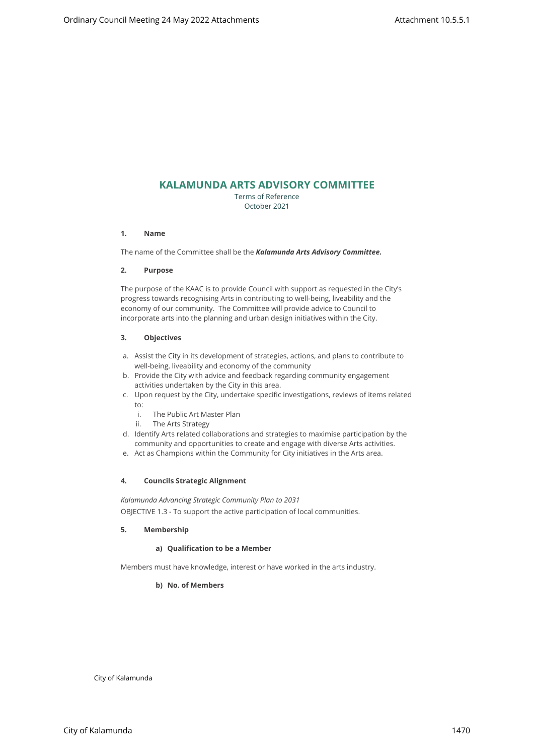# KALAMUNDA ARTS ADVISORY COMMITTEE

Terms of Reference
October 2021

## 1. Name

The name of the Committee shall be the ***Kalamunda Arts Advisory Committee.***

## 2. Purpose

The purpose of the KAAC is to provide Council with support as requested in the City's progress towards recognising Arts in contributing to well-being, liveability and the economy of our community. The Committee will provide advice to Council to incorporate arts into the planning and urban design initiatives within the City.

## 3. Objectives

a. Assist the City in its development of strategies, actions, and plans to contribute to well-being, liveability and economy of the community
b. Provide the City with advice and feedback regarding community engagement activities undertaken by the City in this area.
c. Upon request by the City, undertake specific investigations, reviews of items related to:
   i. The Public Art Master Plan
   ii. The Arts Strategy
d. Identify Arts related collaborations and strategies to maximise participation by the community and opportunities to create and engage with diverse Arts activities.
e. Act as Champions within the Community for City initiatives in the Arts area.

## 4. Councils Strategic Alignment

*Kalamunda Advancing Strategic Community Plan to 2031*

OBJECTIVE 1.3 - To support the active participation of local communities.

## 5. Membership

### a) Qualification to be a Member

Members must have knowledge, interest or have worked in the arts industry.

### b) No. of Members

City of Kalamunda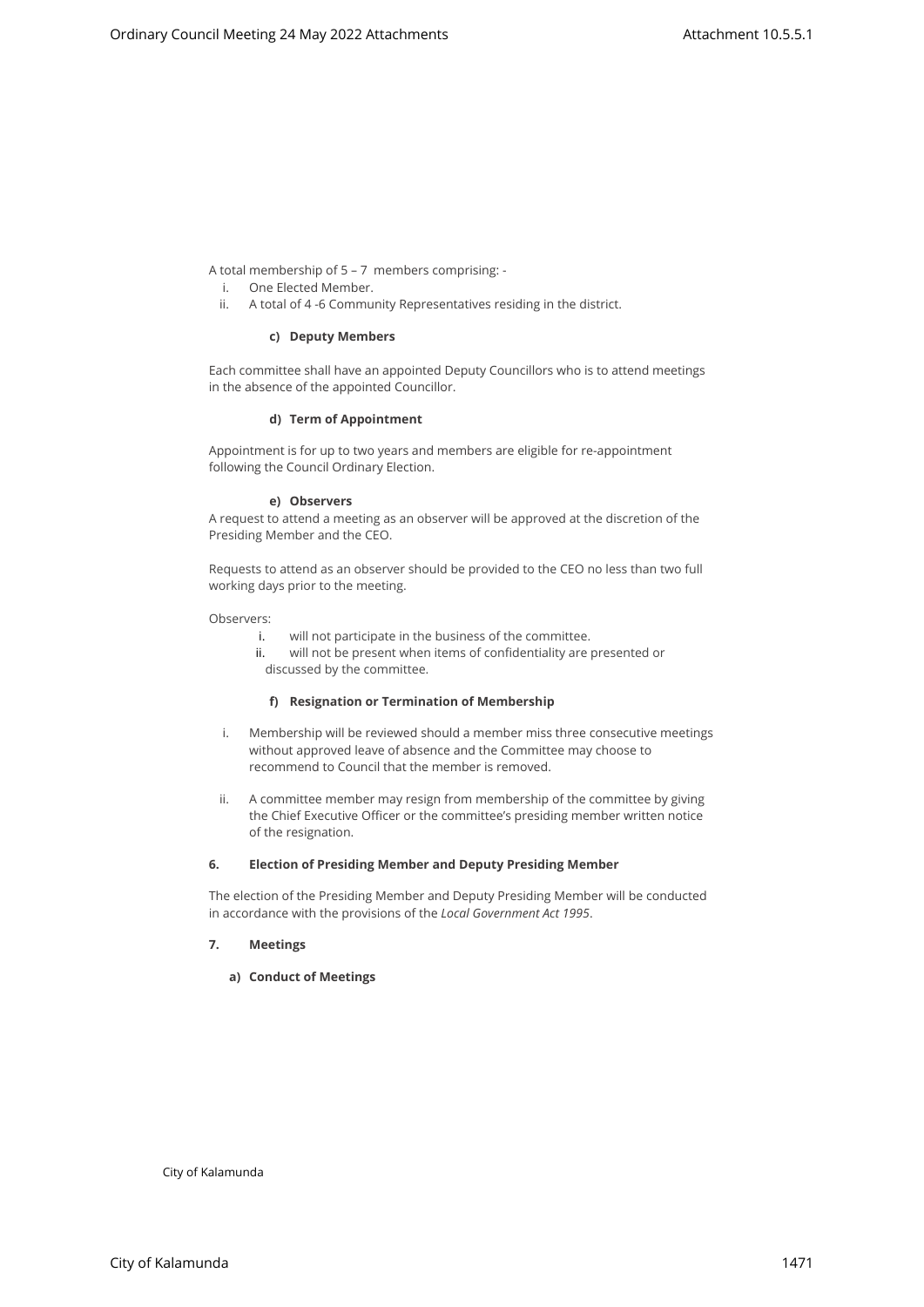A total membership of 5 – 7 members comprising: -

i. One Elected Member.
ii. A total of 4 -6 Community Representatives residing in the district.

#### c) Deputy Members

Each committee shall have an appointed Deputy Councillors who is to attend meetings in the absence of the appointed Councillor.

#### d) Term of Appointment

Appointment is for up to two years and members are eligible for re-appointment following the Council Ordinary Election.

#### e) Observers

A request to attend a meeting as an observer will be approved at the discretion of the Presiding Member and the CEO.

Requests to attend as an observer should be provided to the CEO no less than two full working days prior to the meeting.

Observers:

i. will not participate in the business of the committee.
ii. will not be present when items of confidentiality are presented or discussed by the committee.

#### f) Resignation or Termination of Membership

i. Membership will be reviewed should a member miss three consecutive meetings without approved leave of absence and the Committee may choose to recommend to Council that the member is removed.

ii. A committee member may resign from membership of the committee by giving the Chief Executive Officer or the committee's presiding member written notice of the resignation.

## 6. Election of Presiding Member and Deputy Presiding Member

The election of the Presiding Member and Deputy Presiding Member will be conducted in accordance with the provisions of the *Local Government Act 1995*.

## 7. Meetings

### a) Conduct of Meetings

City of Kalamunda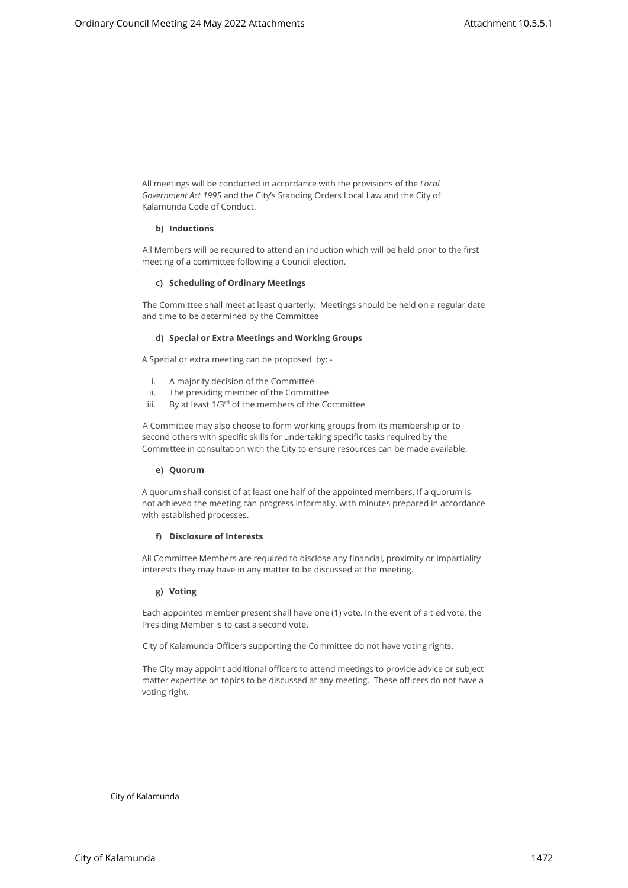All meetings will be conducted in accordance with the provisions of the *Local Government Act 1995* and the City's Standing Orders Local Law and the City of Kalamunda Code of Conduct.

**b) Inductions**

All Members will be required to attend an induction which will be held prior to the first meeting of a committee following a Council election.

**c) Scheduling of Ordinary Meetings**

The Committee shall meet at least quarterly. Meetings should be held on a regular date and time to be determined by the Committee

**d) Special or Extra Meetings and Working Groups**

A Special or extra meeting can be proposed by: -

i. A majority decision of the Committee
ii. The presiding member of the Committee
iii. By at least 1/3rd of the members of the Committee

A Committee may also choose to form working groups from its membership or to second others with specific skills for undertaking specific tasks required by the Committee in consultation with the City to ensure resources can be made available.

**e) Quorum**

A quorum shall consist of at least one half of the appointed members. If a quorum is not achieved the meeting can progress informally, with minutes prepared in accordance with established processes.

**f) Disclosure of Interests**

All Committee Members are required to disclose any financial, proximity or impartiality interests they may have in any matter to be discussed at the meeting.

**g) Voting**

Each appointed member present shall have one (1) vote. In the event of a tied vote, the Presiding Member is to cast a second vote.

City of Kalamunda Officers supporting the Committee do not have voting rights.

The City may appoint additional officers to attend meetings to provide advice or subject matter expertise on topics to be discussed at any meeting. These officers do not have a voting right.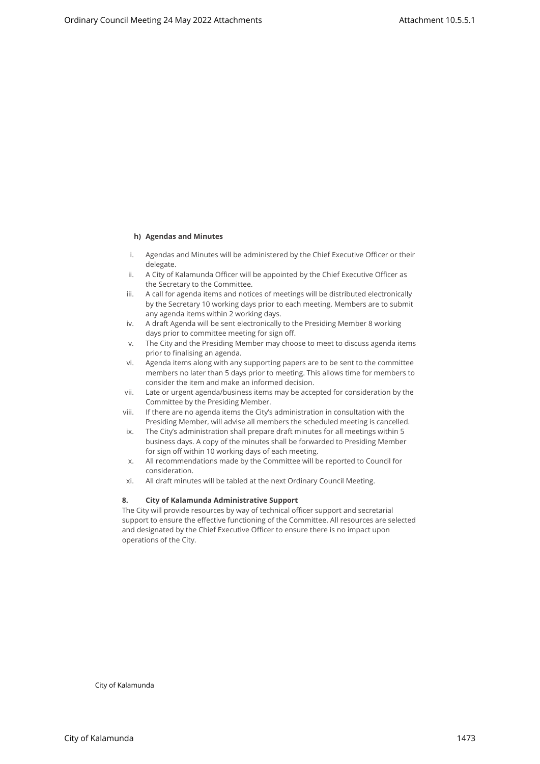**h) Agendas and Minutes**

i. Agendas and Minutes will be administered by the Chief Executive Officer or their delegate.
ii. A City of Kalamunda Officer will be appointed by the Chief Executive Officer as the Secretary to the Committee.
iii. A call for agenda items and notices of meetings will be distributed electronically by the Secretary 10 working days prior to each meeting. Members are to submit any agenda items within 2 working days.
iv. A draft Agenda will be sent electronically to the Presiding Member 8 working days prior to committee meeting for sign off.
v. The City and the Presiding Member may choose to meet to discuss agenda items prior to finalising an agenda.
vi. Agenda items along with any supporting papers are to be sent to the committee members no later than 5 days prior to meeting. This allows time for members to consider the item and make an informed decision.
vii. Late or urgent agenda/business items may be accepted for consideration by the Committee by the Presiding Member.
viii. If there are no agenda items the City's administration in consultation with the Presiding Member, will advise all members the scheduled meeting is cancelled.
ix. The City's administration shall prepare draft minutes for all meetings within 5 business days. A copy of the minutes shall be forwarded to Presiding Member for sign off within 10 working days of each meeting.
x. All recommendations made by the Committee will be reported to Council for consideration.
xi. All draft minutes will be tabled at the next Ordinary Council Meeting.

**8. City of Kalamunda Administrative Support**

The City will provide resources by way of technical officer support and secretarial support to ensure the effective functioning of the Committee. All resources are selected and designated by the Chief Executive Officer to ensure there is no impact upon operations of the City.